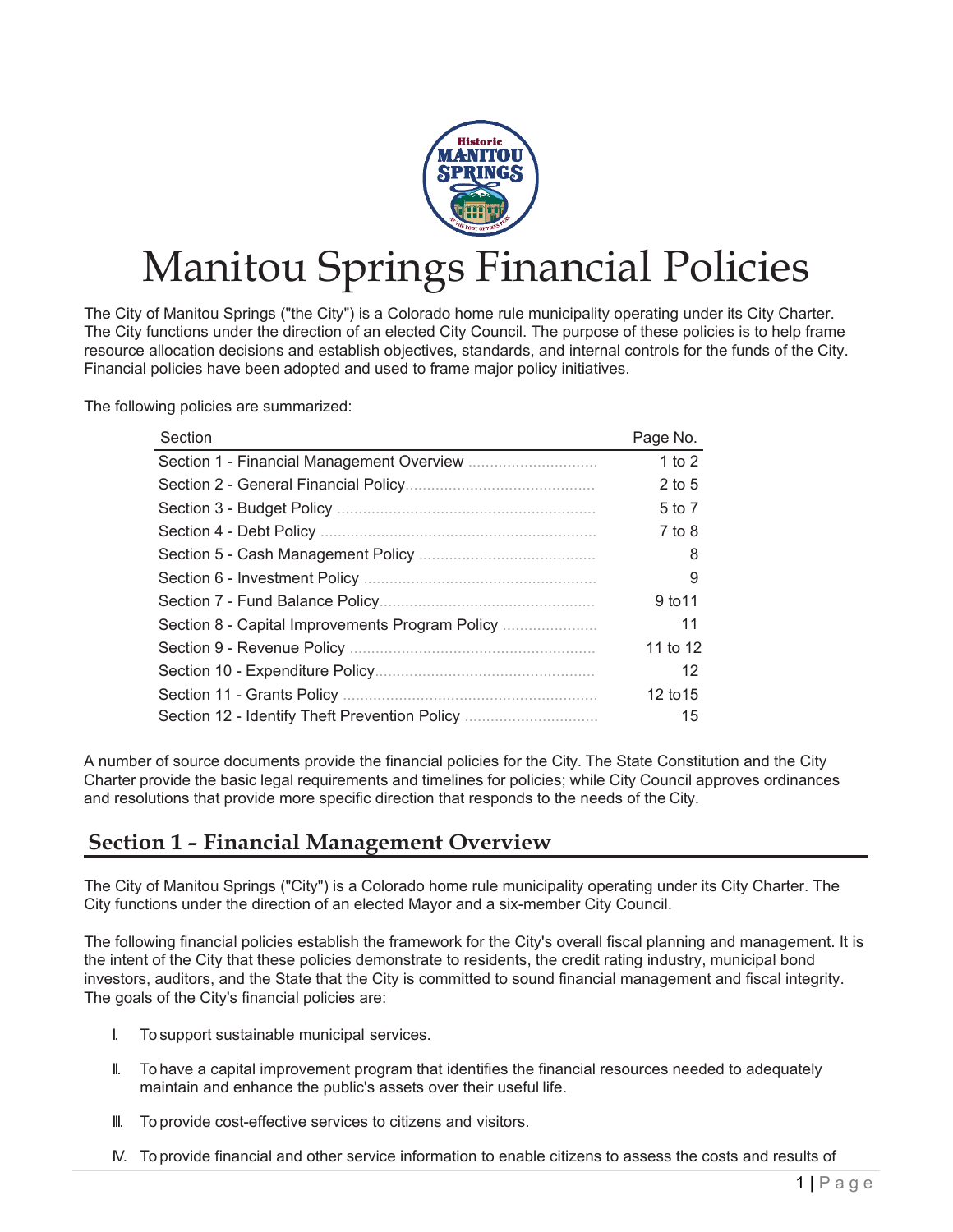# Manitou Springs Financial Policies

The City of Manitou Springs ("the City") is a Colorado home rule municipality operating under its City Charter. The City functions under the direction of an elected City Council. The purpose of these policies is to help frame resource allocation decisions and establish objectives, standards, and internal controls for the funds of the City. Financial policies have been adopted and used to frame major policy initiatives.

The following policies are summarized:

| Section | Page No. |
|---|---|
| Section 1 - Financial Management Overview | 1 to 2 |
| Section 2 - General Financial Policy | 2 to 5 |
| Section 3 - Budget Policy | 5 to 7 |
| Section 4 - Debt Policy | 7 to 8 |
| Section 5 - Cash Management Policy | 8 |
| Section 6 - Investment Policy | 9 |
| Section 7 - Fund Balance Policy | 9 to11 |
| Section 8 - Capital Improvements Program Policy | 11 |
| Section 9 - Revenue Policy | 11 to 12 |
| Section 10 - Expenditure Policy | 12 |
| Section 11 - Grants Policy | 12 to15 |
| Section 12 - Identify Theft Prevention Policy | 15 |

A number of source documents provide the financial policies for the City. The State Constitution and the City Charter provide the basic legal requirements and timelines for policies; while City Council approves ordinances and resolutions that provide more specific direction that responds to the needs of the City.

## Section 1 – Financial Management Overview

The City of Manitou Springs ("City") is a Colorado home rule municipality operating under its City Charter. The City functions under the direction of an elected Mayor and a six-member City Council.

The following financial policies establish the framework for the City's overall fiscal planning and management. It is the intent of the City that these policies demonstrate to residents, the credit rating industry, municipal bond investors, auditors, and the State that the City is committed to sound financial management and fiscal integrity. The goals of the City's financial policies are:

I. To support sustainable municipal services.

II. To have a capital improvement program that identifies the financial resources needed to adequately maintain and enhance the public's assets over their useful life.

III. To provide cost-effective services to citizens and visitors.

IV. To provide financial and other service information to enable citizens to assess the costs and results of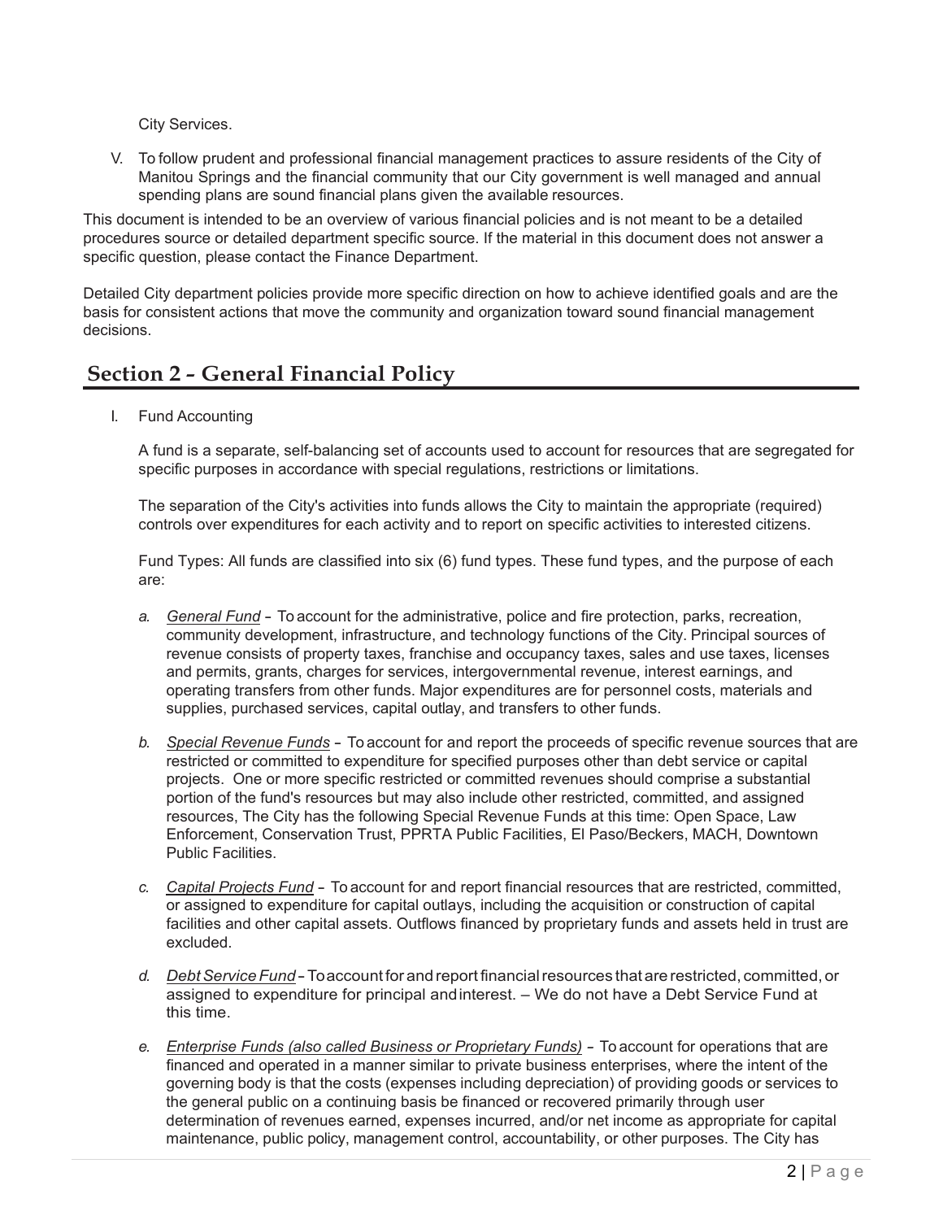City Services.

V. To follow prudent and professional financial management practices to assure residents of the City of Manitou Springs and the financial community that our City government is well managed and annual spending plans are sound financial plans given the available resources.

This document is intended to be an overview of various financial policies and is not meant to be a detailed procedures source or detailed department specific source. If the material in this document does not answer a specific question, please contact the Finance Department.

Detailed City department policies provide more specific direction on how to achieve identified goals and are the basis for consistent actions that move the community and organization toward sound financial management decisions.

## Section 2 - General Financial Policy

I. Fund Accounting

A fund is a separate, self-balancing set of accounts used to account for resources that are segregated for specific purposes in accordance with special regulations, restrictions or limitations.

The separation of the City's activities into funds allows the City to maintain the appropriate (required) controls over expenditures for each activity and to report on specific activities to interested citizens.

Fund Types: All funds are classified into six (6) fund types. These fund types, and the purpose of each are:

*a.* *General Fund* - To account for the administrative, police and fire protection, parks, recreation, community development, infrastructure, and technology functions of the City. Principal sources of revenue consists of property taxes, franchise and occupancy taxes, sales and use taxes, licenses and permits, grants, charges for services, intergovernmental revenue, interest earnings, and operating transfers from other funds. Major expenditures are for personnel costs, materials and supplies, purchased services, capital outlay, and transfers to other funds.

*b.* *Special Revenue Funds* - To account for and report the proceeds of specific revenue sources that are restricted or committed to expenditure for specified purposes other than debt service or capital projects. One or more specific restricted or committed revenues should comprise a substantial portion of the fund's resources but may also include other restricted, committed, and assigned resources, The City has the following Special Revenue Funds at this time: Open Space, Law Enforcement, Conservation Trust, PPRTA Public Facilities, El Paso/Beckers, MACH, Downtown Public Facilities.

*c.* *Capital Projects Fund* - To account for and report financial resources that are restricted, committed, or assigned to expenditure for capital outlays, including the acquisition or construction of capital facilities and other capital assets. Outflows financed by proprietary funds and assets held in trust are excluded.

*d.* *Debt Service Fund* - To account for and report financial resources that are restricted, committed, or assigned to expenditure for principal and interest. – We do not have a Debt Service Fund at this time.

*e.* *Enterprise Funds (also called Business or Proprietary Funds)* - To account for operations that are financed and operated in a manner similar to private business enterprises, where the intent of the governing body is that the costs (expenses including depreciation) of providing goods or services to the general public on a continuing basis be financed or recovered primarily through user determination of revenues earned, expenses incurred, and/or net income as appropriate for capital maintenance, public policy, management control, accountability, or other purposes. The City has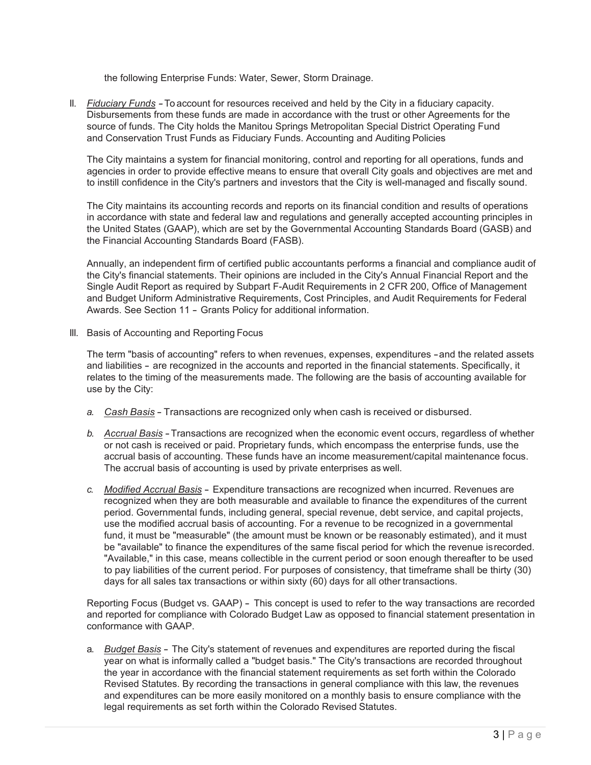the following Enterprise Funds: Water, Sewer, Storm Drainage.

II. *Fiduciary Funds* – To account for resources received and held by the City in a fiduciary capacity. Disbursements from these funds are made in accordance with the trust or other Agreements for the source of funds. The City holds the Manitou Springs Metropolitan Special District Operating Fund and Conservation Trust Funds as Fiduciary Funds. Accounting and Auditing Policies

The City maintains a system for financial monitoring, control and reporting for all operations, funds and agencies in order to provide effective means to ensure that overall City goals and objectives are met and to instill confidence in the City's partners and investors that the City is well-managed and fiscally sound.

The City maintains its accounting records and reports on its financial condition and results of operations in accordance with state and federal law and regulations and generally accepted accounting principles in the United States (GAAP), which are set by the Governmental Accounting Standards Board (GASB) and the Financial Accounting Standards Board (FASB).

Annually, an independent firm of certified public accountants performs a financial and compliance audit of the City's financial statements. Their opinions are included in the City's Annual Financial Report and the Single Audit Report as required by Subpart F-Audit Requirements in 2 CFR 200, Office of Management and Budget Uniform Administrative Requirements, Cost Principles, and Audit Requirements for Federal Awards. See Section 11 – Grants Policy for additional information.

III. Basis of Accounting and Reporting Focus

The term "basis of accounting" refers to when revenues, expenses, expenditures – and the related assets and liabilities – are recognized in the accounts and reported in the financial statements. Specifically, it relates to the timing of the measurements made. The following are the basis of accounting available for use by the City:

*a. Cash Basis* – Transactions are recognized only when cash is received or disbursed.

*b. Accrual Basis* – Transactions are recognized when the economic event occurs, regardless of whether or not cash is received or paid. Proprietary funds, which encompass the enterprise funds, use the accrual basis of accounting. These funds have an income measurement/capital maintenance focus. The accrual basis of accounting is used by private enterprises as well.

*c. Modified Accrual Basis* – Expenditure transactions are recognized when incurred. Revenues are recognized when they are both measurable and available to finance the expenditures of the current period. Governmental funds, including general, special revenue, debt service, and capital projects, use the modified accrual basis of accounting. For a revenue to be recognized in a governmental fund, it must be "measurable" (the amount must be known or be reasonably estimated), and it must be "available" to finance the expenditures of the same fiscal period for which the revenue is recorded. "Available," in this case, means collectible in the current period or soon enough thereafter to be used to pay liabilities of the current period. For purposes of consistency, that timeframe shall be thirty (30) days for all sales tax transactions or within sixty (60) days for all other transactions.

Reporting Focus (Budget vs. GAAP) – This concept is used to refer to the way transactions are recorded and reported for compliance with Colorado Budget Law as opposed to financial statement presentation in conformance with GAAP.

a. *Budget Basis* – The City's statement of revenues and expenditures are reported during the fiscal year on what is informally called a "budget basis." The City's transactions are recorded throughout the year in accordance with the financial statement requirements as set forth within the Colorado Revised Statutes. By recording the transactions in general compliance with this law, the revenues and expenditures can be more easily monitored on a monthly basis to ensure compliance with the legal requirements as set forth within the Colorado Revised Statutes.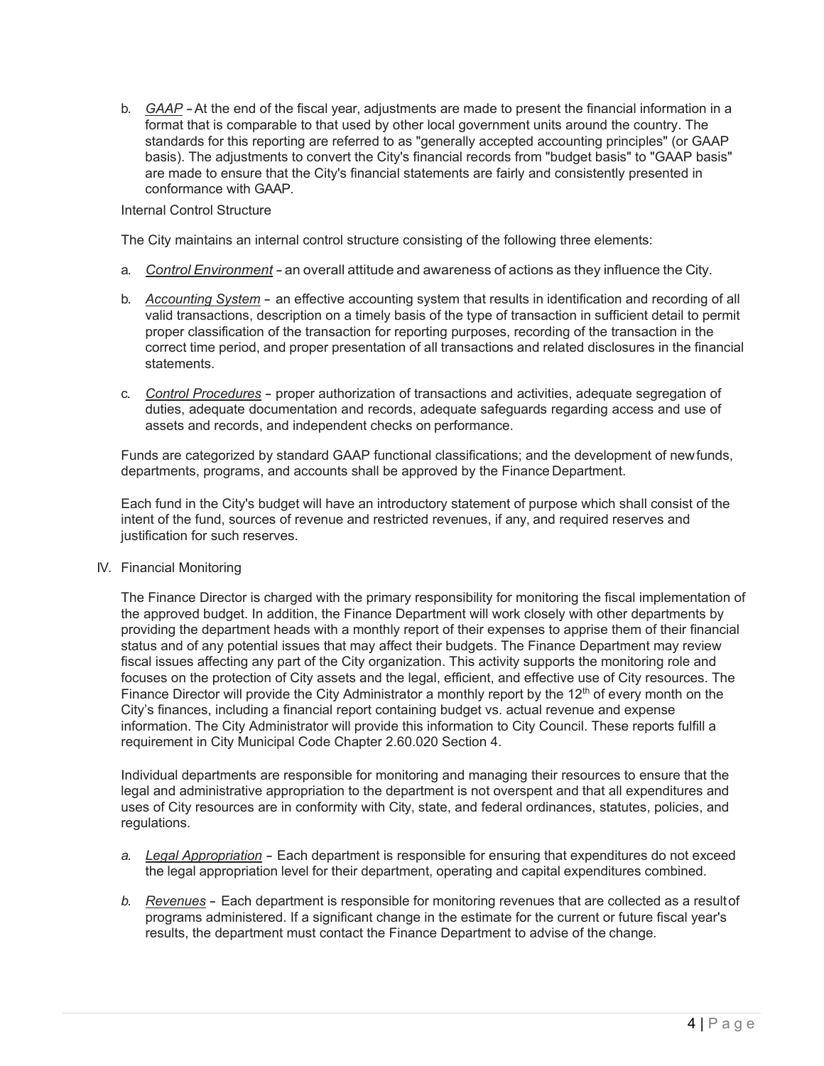b. _GAAP_ – At the end of the fiscal year, adjustments are made to present the financial information in a format that is comparable to that used by other local government units around the country. The standards for this reporting are referred to as "generally accepted accounting principles" (or GAAP basis). The adjustments to convert the City's financial records from "budget basis" to "GAAP basis" are made to ensure that the City's financial statements are fairly and consistently presented in conformance with GAAP.

Internal Control Structure

The City maintains an internal control structure consisting of the following three elements:

a. _Control Environment_ – an overall attitude and awareness of actions as they influence the City.

b. _Accounting System_ – an effective accounting system that results in identification and recording of all valid transactions, description on a timely basis of the type of transaction in sufficient detail to permit proper classification of the transaction for reporting purposes, recording of the transaction in the correct time period, and proper presentation of all transactions and related disclosures in the financial statements.

c. _Control Procedures_ – proper authorization of transactions and activities, adequate segregation of duties, adequate documentation and records, adequate safeguards regarding access and use of assets and records, and independent checks on performance.

Funds are categorized by standard GAAP functional classifications; and the development of new funds, departments, programs, and accounts shall be approved by the Finance Department.

Each fund in the City's budget will have an introductory statement of purpose which shall consist of the intent of the fund, sources of revenue and restricted revenues, if any, and required reserves and justification for such reserves.

IV. Financial Monitoring

The Finance Director is charged with the primary responsibility for monitoring the fiscal implementation of the approved budget. In addition, the Finance Department will work closely with other departments by providing the department heads with a monthly report of their expenses to apprise them of their financial status and of any potential issues that may affect their budgets. The Finance Department may review fiscal issues affecting any part of the City organization. This activity supports the monitoring role and focuses on the protection of City assets and the legal, efficient, and effective use of City resources. The Finance Director will provide the City Administrator a monthly report by the 12th of every month on the City's finances, including a financial report containing budget vs. actual revenue and expense information. The City Administrator will provide this information to City Council. These reports fulfill a requirement in City Municipal Code Chapter 2.60.020 Section 4.

Individual departments are responsible for monitoring and managing their resources to ensure that the legal and administrative appropriation to the department is not overspent and that all expenditures and uses of City resources are in conformity with City, state, and federal ordinances, statutes, policies, and regulations.

_a. Legal Appropriation_ – Each department is responsible for ensuring that expenditures do not exceed the legal appropriation level for their department, operating and capital expenditures combined.

_b. Revenues_ – Each department is responsible for monitoring revenues that are collected as a result of programs administered. If a significant change in the estimate for the current or future fiscal year's results, the department must contact the Finance Department to advise of the change.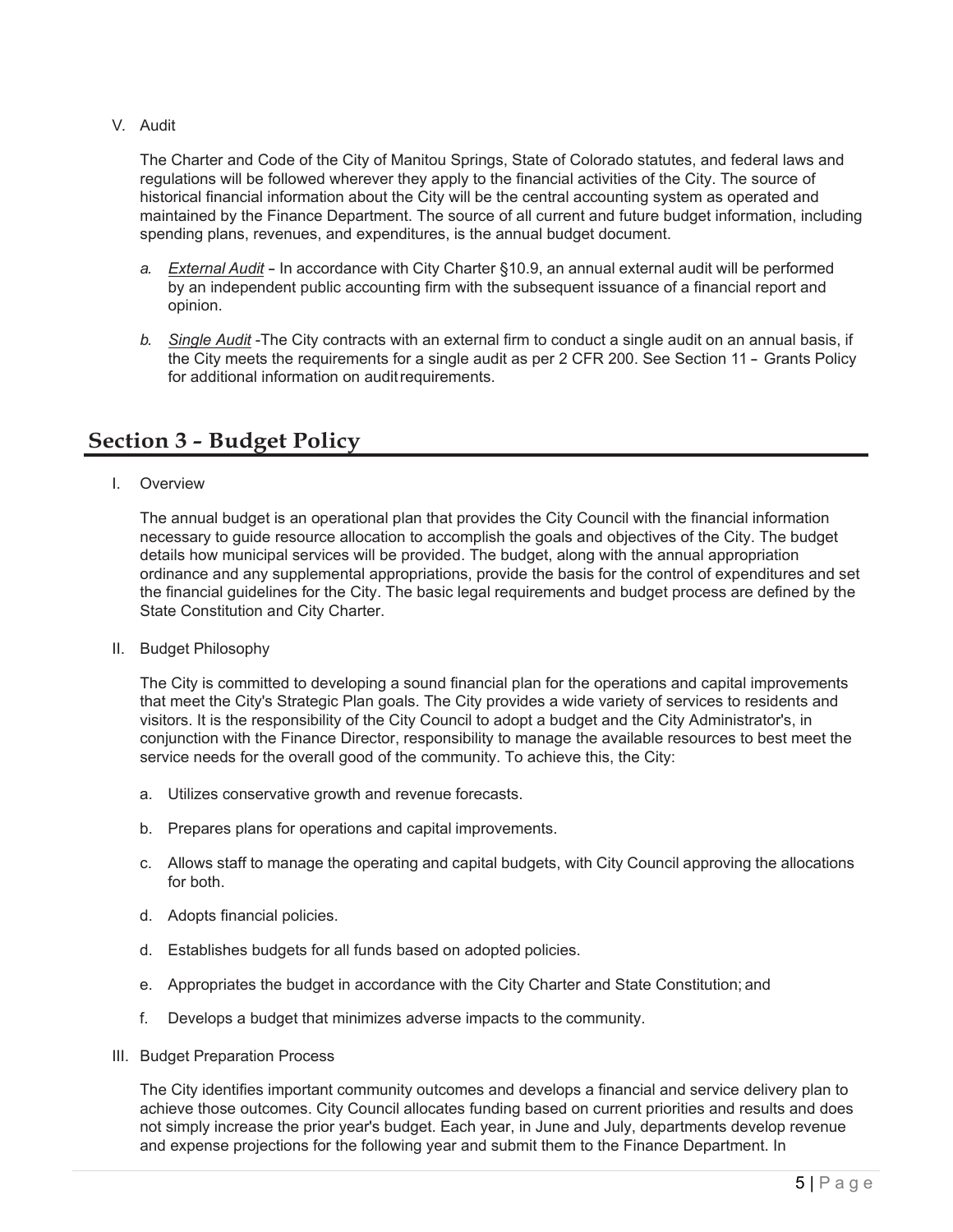V. Audit

The Charter and Code of the City of Manitou Springs, State of Colorado statutes, and federal laws and regulations will be followed wherever they apply to the financial activities of the City. The source of historical financial information about the City will be the central accounting system as operated and maintained by the Finance Department. The source of all current and future budget information, including spending plans, revenues, and expenditures, is the annual budget document.

*a.* *External Audit* – In accordance with City Charter §10.9, an annual external audit will be performed by an independent public accounting firm with the subsequent issuance of a financial report and opinion.

*b.* *Single Audit* -The City contracts with an external firm to conduct a single audit on an annual basis, if the City meets the requirements for a single audit as per 2 CFR 200. See Section 11 – Grants Policy for additional information on audit requirements.

## Section 3 - Budget Policy

I. Overview

The annual budget is an operational plan that provides the City Council with the financial information necessary to guide resource allocation to accomplish the goals and objectives of the City. The budget details how municipal services will be provided. The budget, along with the annual appropriation ordinance and any supplemental appropriations, provide the basis for the control of expenditures and set the financial guidelines for the City. The basic legal requirements and budget process are defined by the State Constitution and City Charter.

II. Budget Philosophy

The City is committed to developing a sound financial plan for the operations and capital improvements that meet the City's Strategic Plan goals. The City provides a wide variety of services to residents and visitors. It is the responsibility of the City Council to adopt a budget and the City Administrator's, in conjunction with the Finance Director, responsibility to manage the available resources to best meet the service needs for the overall good of the community. To achieve this, the City:

a. Utilizes conservative growth and revenue forecasts.

b. Prepares plans for operations and capital improvements.

c. Allows staff to manage the operating and capital budgets, with City Council approving the allocations for both.

d. Adopts financial policies.

d. Establishes budgets for all funds based on adopted policies.

e. Appropriates the budget in accordance with the City Charter and State Constitution; and

f. Develops a budget that minimizes adverse impacts to the community.

III. Budget Preparation Process

The City identifies important community outcomes and develops a financial and service delivery plan to achieve those outcomes. City Council allocates funding based on current priorities and results and does not simply increase the prior year's budget. Each year, in June and July, departments develop revenue and expense projections for the following year and submit them to the Finance Department. In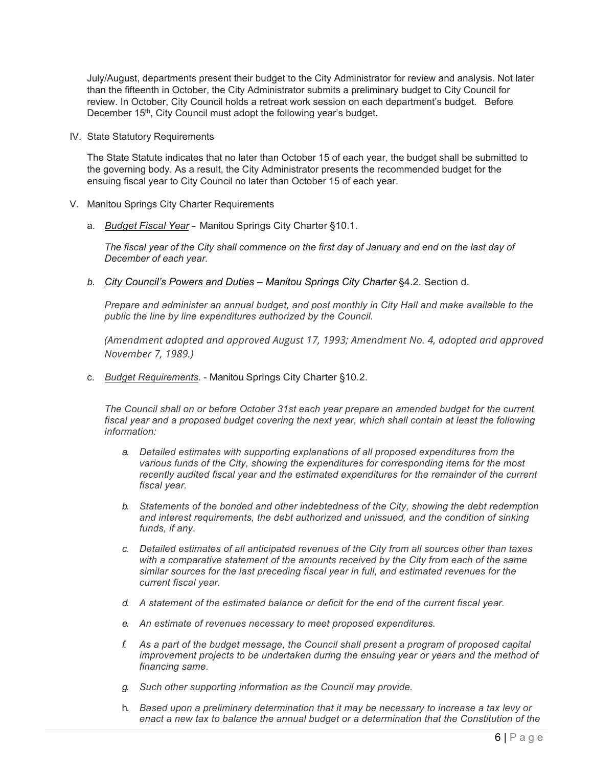July/August, departments present their budget to the City Administrator for review and analysis. Not later than the fifteenth in October, the City Administrator submits a preliminary budget to City Council for review. In October, City Council holds a retreat work session on each department's budget. Before December 15th, City Council must adopt the following year's budget.

IV. State Statutory Requirements

The State Statute indicates that no later than October 15 of each year, the budget shall be submitted to the governing body. As a result, the City Administrator presents the recommended budget for the ensuing fiscal year to City Council no later than October 15 of each year.

V. Manitou Springs City Charter Requirements

a. *Budget Fiscal Year* – Manitou Springs City Charter §10.1.

*The fiscal year of the City shall commence on the first day of January and end on the last day of December of each year.*

b. *City Council's Powers and Duties – Manitou Springs City Charter* §4.2. Section d.

*Prepare and administer an annual budget, and post monthly in City Hall and make available to the public the line by line expenditures authorized by the Council.*

*(Amendment adopted and approved August 17, 1993; Amendment No. 4, adopted and approved November 7, 1989.)*

c. *Budget Requirements*. - Manitou Springs City Charter §10.2.

*The Council shall on or before October 31st each year prepare an amended budget for the current fiscal year and a proposed budget covering the next year, which shall contain at least the following information:*

a. *Detailed estimates with supporting explanations of all proposed expenditures from the various funds of the City, showing the expenditures for corresponding items for the most recently audited fiscal year and the estimated expenditures for the remainder of the current fiscal year.*

b. *Statements of the bonded and other indebtedness of the City, showing the debt redemption and interest requirements, the debt authorized and unissued, and the condition of sinking funds, if any.*

c. *Detailed estimates of all anticipated revenues of the City from all sources other than taxes with a comparative statement of the amounts received by the City from each of the same similar sources for the last preceding fiscal year in full, and estimated revenues for the current fiscal year.*

d. *A statement of the estimated balance or deficit for the end of the current fiscal year.*

e. *An estimate of revenues necessary to meet proposed expenditures.*

f. *As a part of the budget message, the Council shall present a program of proposed capital improvement projects to be undertaken during the ensuing year or years and the method of financing same.*

g. *Such other supporting information as the Council may provide.*

h. *Based upon a preliminary determination that it may be necessary to increase a tax levy or enact a new tax to balance the annual budget or a determination that the Constitution of the*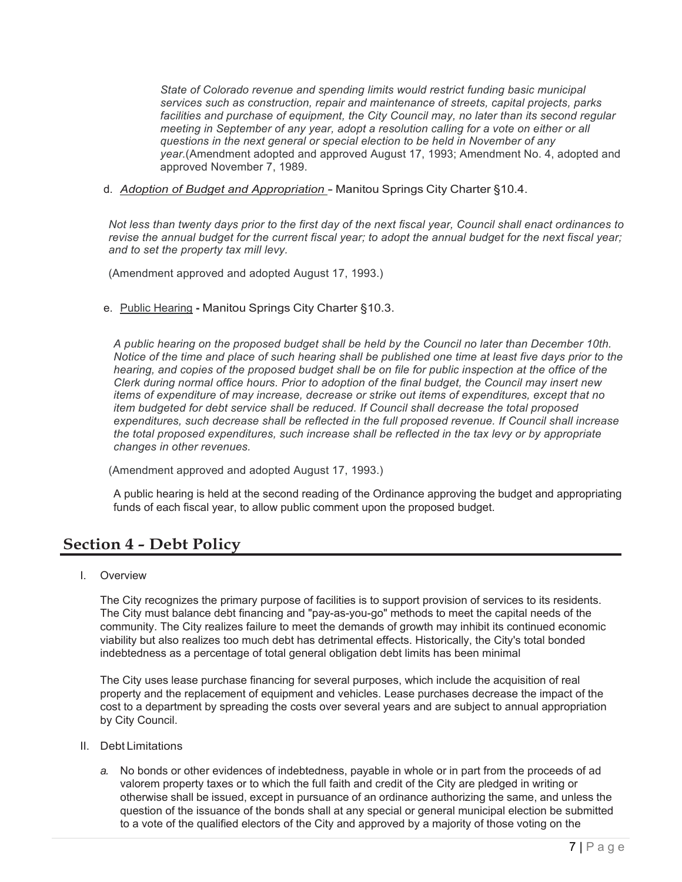*State of Colorado revenue and spending limits would restrict funding basic municipal services such as construction, repair and maintenance of streets, capital projects, parks facilities and purchase of equipment, the City Council may, no later than its second regular meeting in September of any year, adopt a resolution calling for a vote on either or all questions in the next general or special election to be held in November of any year.*(Amendment adopted and approved August 17, 1993; Amendment No. 4, adopted and approved November 7, 1989.

d. *Adoption of Budget and Appropriation* - Manitou Springs City Charter §10.4.

*Not less than twenty days prior to the first day of the next fiscal year, Council shall enact ordinances to revise the annual budget for the current fiscal year; to adopt the annual budget for the next fiscal year; and to set the property tax mill levy.*

(Amendment approved and adopted August 17, 1993.)

e. Public Hearing **-** Manitou Springs City Charter §10.3.

*A public hearing on the proposed budget shall be held by the Council no later than December 10th. Notice of the time and place of such hearing shall be published one time at least five days prior to the hearing, and copies of the proposed budget shall be on file for public inspection at the office of the Clerk during normal office hours. Prior to adoption of the final budget, the Council may insert new items of expenditure of may increase, decrease or strike out items of expenditures, except that no item budgeted for debt service shall be reduced. If Council shall decrease the total proposed expenditures, such decrease shall be reflected in the full proposed revenue. If Council shall increase the total proposed expenditures, such increase shall be reflected in the tax levy or by appropriate changes in other revenues.*

(Amendment approved and adopted August 17, 1993.)

A public hearing is held at the second reading of the Ordinance approving the budget and appropriating funds of each fiscal year, to allow public comment upon the proposed budget.

## Section 4 - Debt Policy

I. Overview

The City recognizes the primary purpose of facilities is to support provision of services to its residents. The City must balance debt financing and "pay-as-you-go" methods to meet the capital needs of the community. The City realizes failure to meet the demands of growth may inhibit its continued economic viability but also realizes too much debt has detrimental effects. Historically, the City's total bonded indebtedness as a percentage of total general obligation debt limits has been minimal

The City uses lease purchase financing for several purposes, which include the acquisition of real property and the replacement of equipment and vehicles. Lease purchases decrease the impact of the cost to a department by spreading the costs over several years and are subject to annual appropriation by City Council.

II. Debt Limitations

*a.* No bonds or other evidences of indebtedness, payable in whole or in part from the proceeds of ad valorem property taxes or to which the full faith and credit of the City are pledged in writing or otherwise shall be issued, except in pursuance of an ordinance authorizing the same, and unless the question of the issuance of the bonds shall at any special or general municipal election be submitted to a vote of the qualified electors of the City and approved by a majority of those voting on the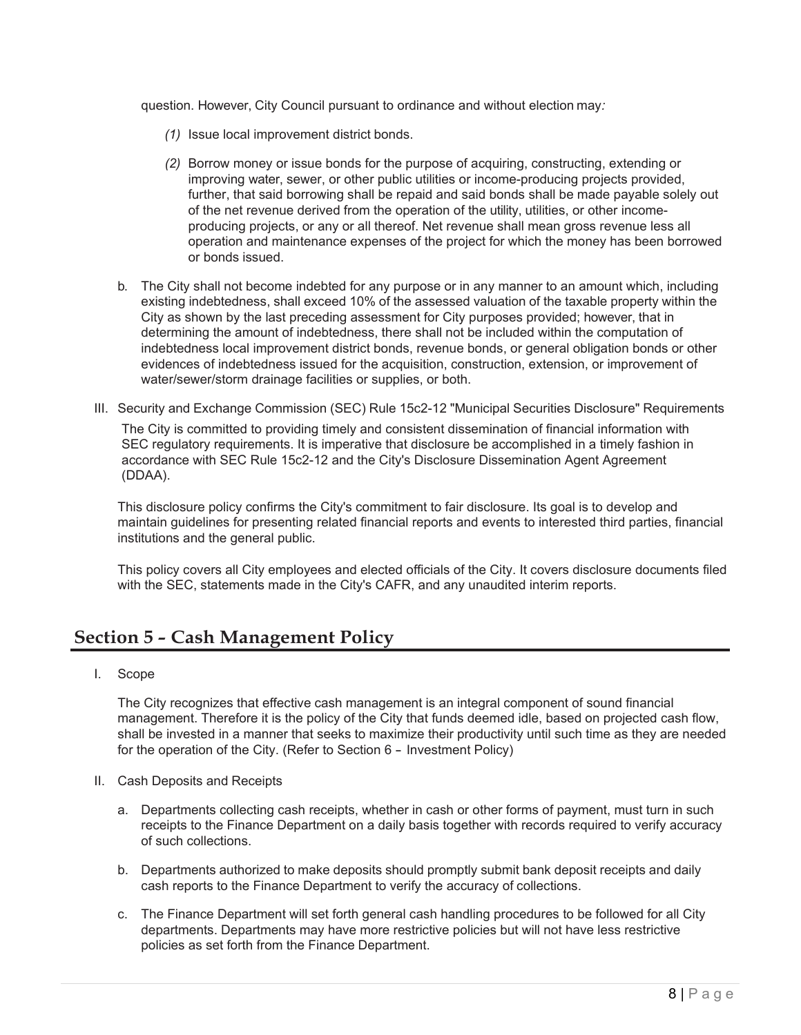question. However, City Council pursuant to ordinance and without election may*:*

*(1)* Issue local improvement district bonds.

*(2)* Borrow money or issue bonds for the purpose of acquiring, constructing, extending or improving water, sewer, or other public utilities or income-producing projects provided, further, that said borrowing shall be repaid and said bonds shall be made payable solely out of the net revenue derived from the operation of the utility, utilities, or other income-producing projects, or any or all thereof. Net revenue shall mean gross revenue less all operation and maintenance expenses of the project for which the money has been borrowed or bonds issued.

b. The City shall not become indebted for any purpose or in any manner to an amount which, including existing indebtedness, shall exceed 10% of the assessed valuation of the taxable property within the City as shown by the last preceding assessment for City purposes provided; however, that in determining the amount of indebtedness, there shall not be included within the computation of indebtedness local improvement district bonds, revenue bonds, or general obligation bonds or other evidences of indebtedness issued for the acquisition, construction, extension, or improvement of water/sewer/storm drainage facilities or supplies, or both.

III. Security and Exchange Commission (SEC) Rule 15c2-12 "Municipal Securities Disclosure" Requirements

The City is committed to providing timely and consistent dissemination of financial information with SEC regulatory requirements. It is imperative that disclosure be accomplished in a timely fashion in accordance with SEC Rule 15c2-12 and the City's Disclosure Dissemination Agent Agreement (DDAA).

This disclosure policy confirms the City's commitment to fair disclosure. Its goal is to develop and maintain guidelines for presenting related financial reports and events to interested third parties, financial institutions and the general public.

This policy covers all City employees and elected officials of the City. It covers disclosure documents filed with the SEC, statements made in the City's CAFR, and any unaudited interim reports.

## Section 5 - Cash Management Policy

I. Scope

The City recognizes that effective cash management is an integral component of sound financial management. Therefore it is the policy of the City that funds deemed idle, based on projected cash flow, shall be invested in a manner that seeks to maximize their productivity until such time as they are needed for the operation of the City. (Refer to Section 6 - Investment Policy)

II. Cash Deposits and Receipts

a. Departments collecting cash receipts, whether in cash or other forms of payment, must turn in such receipts to the Finance Department on a daily basis together with records required to verify accuracy of such collections.

b. Departments authorized to make deposits should promptly submit bank deposit receipts and daily cash reports to the Finance Department to verify the accuracy of collections.

c. The Finance Department will set forth general cash handling procedures to be followed for all City departments. Departments may have more restrictive policies but will not have less restrictive policies as set forth from the Finance Department.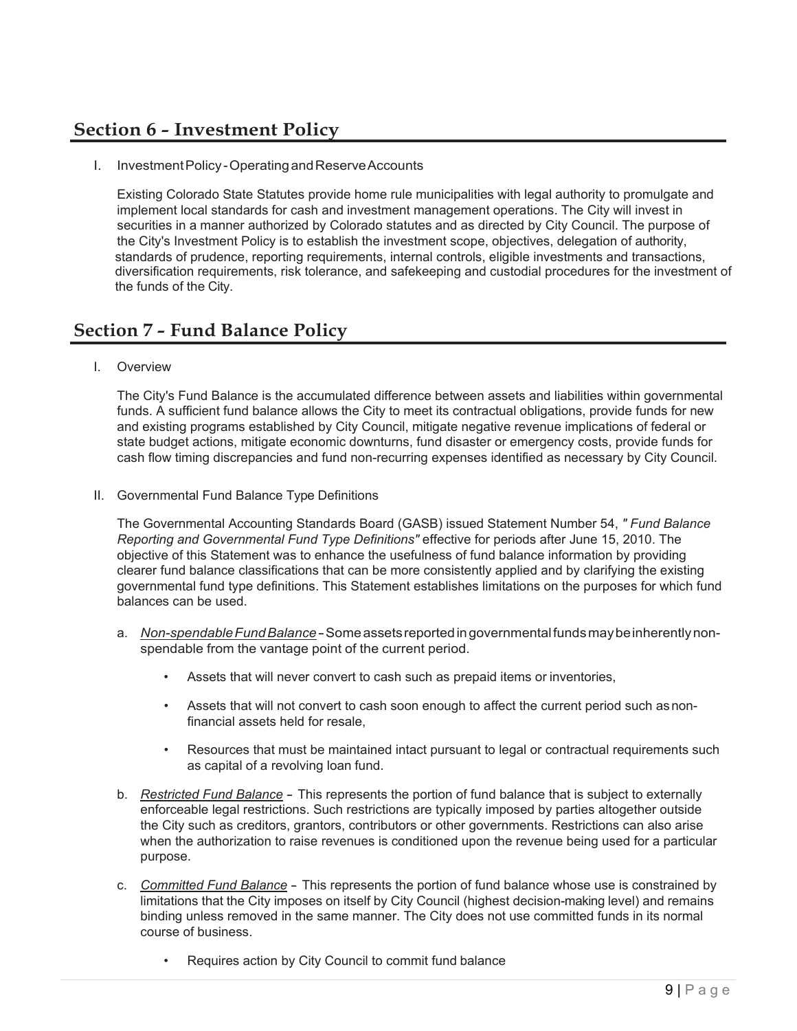## Section 6 - Investment Policy

I. Investment Policy - Operating and Reserve Accounts

Existing Colorado State Statutes provide home rule municipalities with legal authority to promulgate and implement local standards for cash and investment management operations. The City will invest in securities in a manner authorized by Colorado statutes and as directed by City Council. The purpose of the City's Investment Policy is to establish the investment scope, objectives, delegation of authority, standards of prudence, reporting requirements, internal controls, eligible investments and transactions, diversification requirements, risk tolerance, and safekeeping and custodial procedures for the investment of the funds of the City.

## Section 7 - Fund Balance Policy

I. Overview

The City's Fund Balance is the accumulated difference between assets and liabilities within governmental funds. A sufficient fund balance allows the City to meet its contractual obligations, provide funds for new and existing programs established by City Council, mitigate negative revenue implications of federal or state budget actions, mitigate economic downturns, fund disaster or emergency costs, provide funds for cash flow timing discrepancies and fund non-recurring expenses identified as necessary by City Council.

II. Governmental Fund Balance Type Definitions

The Governmental Accounting Standards Board (GASB) issued Statement Number 54, *" Fund Balance Reporting and Governmental Fund Type Definitions"* effective for periods after June 15, 2010. The objective of this Statement was to enhance the usefulness of fund balance information by providing clearer fund balance classifications that can be more consistently applied and by clarifying the existing governmental fund type definitions. This Statement establishes limitations on the purposes for which fund balances can be used.

a. *Non-spendable Fund Balance* - Some assets reported in governmental funds may be inherently non-spendable from the vantage point of the current period.

   - Assets that will never convert to cash such as prepaid items or inventories,
   - Assets that will not convert to cash soon enough to affect the current period such as non-financial assets held for resale,
   - Resources that must be maintained intact pursuant to legal or contractual requirements such as capital of a revolving loan fund.

b. *Restricted Fund Balance* - This represents the portion of fund balance that is subject to externally enforceable legal restrictions. Such restrictions are typically imposed by parties altogether outside the City such as creditors, grantors, contributors or other governments. Restrictions can also arise when the authorization to raise revenues is conditioned upon the revenue being used for a particular purpose.

c. *Committed Fund Balance* - This represents the portion of fund balance whose use is constrained by limitations that the City imposes on itself by City Council (highest decision-making level) and remains binding unless removed in the same manner. The City does not use committed funds in its normal course of business.

   - Requires action by City Council to commit fund balance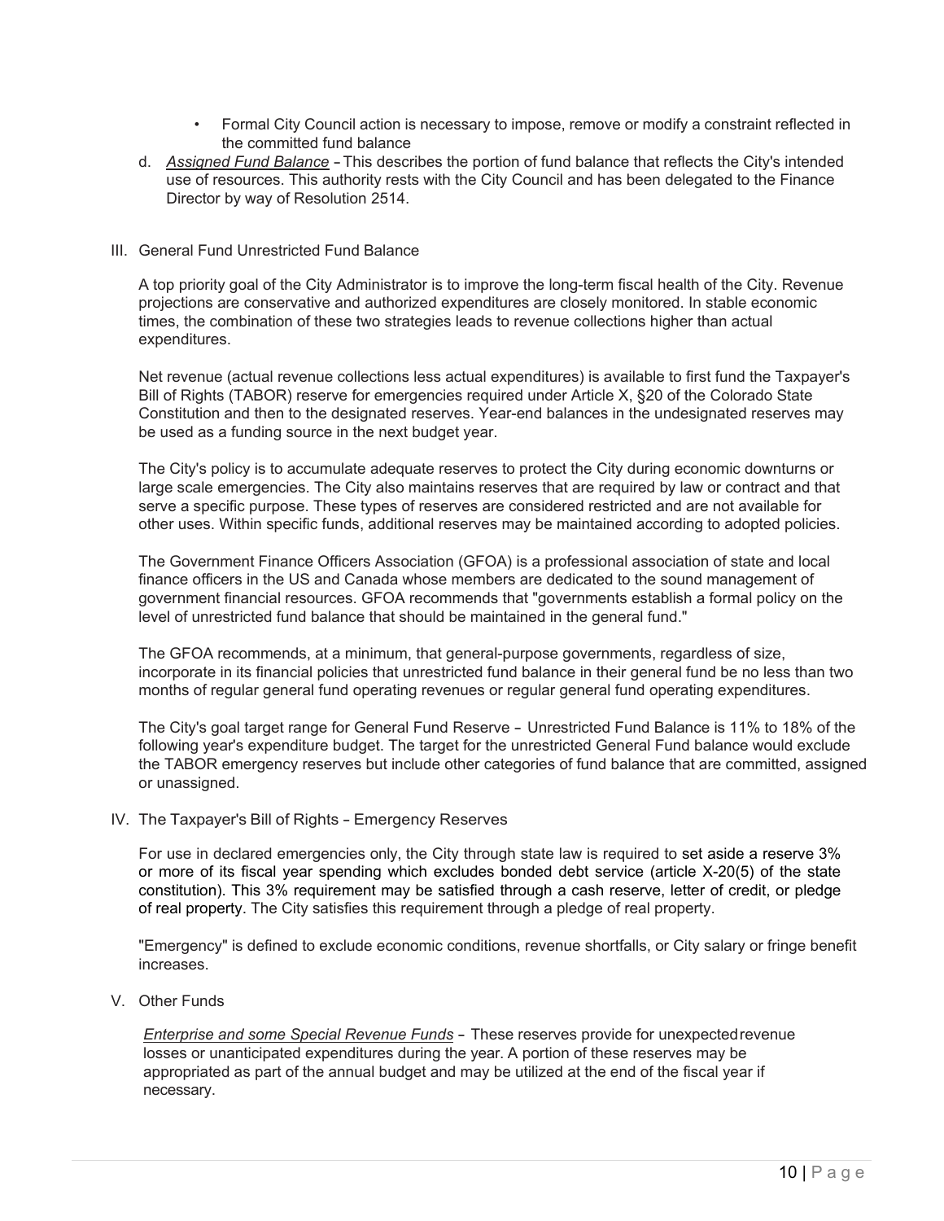- Formal City Council action is necessary to impose, remove or modify a constraint reflected in the committed fund balance

d. *Assigned Fund Balance* – This describes the portion of fund balance that reflects the City's intended use of resources. This authority rests with the City Council and has been delegated to the Finance Director by way of Resolution 2514.

## III. General Fund Unrestricted Fund Balance

A top priority goal of the City Administrator is to improve the long-term fiscal health of the City. Revenue projections are conservative and authorized expenditures are closely monitored. In stable economic times, the combination of these two strategies leads to revenue collections higher than actual expenditures.

Net revenue (actual revenue collections less actual expenditures) is available to first fund the Taxpayer's Bill of Rights (TABOR) reserve for emergencies required under Article X, §20 of the Colorado State Constitution and then to the designated reserves. Year-end balances in the undesignated reserves may be used as a funding source in the next budget year.

The City's policy is to accumulate adequate reserves to protect the City during economic downturns or large scale emergencies. The City also maintains reserves that are required by law or contract and that serve a specific purpose. These types of reserves are considered restricted and are not available for other uses. Within specific funds, additional reserves may be maintained according to adopted policies.

The Government Finance Officers Association (GFOA) is a professional association of state and local finance officers in the US and Canada whose members are dedicated to the sound management of government financial resources. GFOA recommends that "governments establish a formal policy on the level of unrestricted fund balance that should be maintained in the general fund."

The GFOA recommends, at a minimum, that general-purpose governments, regardless of size, incorporate in its financial policies that unrestricted fund balance in their general fund be no less than two months of regular general fund operating revenues or regular general fund operating expenditures.

The City's goal target range for General Fund Reserve – Unrestricted Fund Balance is 11% to 18% of the following year's expenditure budget. The target for the unrestricted General Fund balance would exclude the TABOR emergency reserves but include other categories of fund balance that are committed, assigned or unassigned.

## IV. The Taxpayer's Bill of Rights – Emergency Reserves

For use in declared emergencies only, the City through state law is required to set aside a reserve 3% or more of its fiscal year spending which excludes bonded debt service (article X-20(5) of the state constitution). This 3% requirement may be satisfied through a cash reserve, letter of credit, or pledge of real property. The City satisfies this requirement through a pledge of real property.

"Emergency" is defined to exclude economic conditions, revenue shortfalls, or City salary or fringe benefit increases.

## V. Other Funds

*Enterprise and some Special Revenue Funds* – These reserves provide for unexpected revenue losses or unanticipated expenditures during the year. A portion of these reserves may be appropriated as part of the annual budget and may be utilized at the end of the fiscal year if necessary.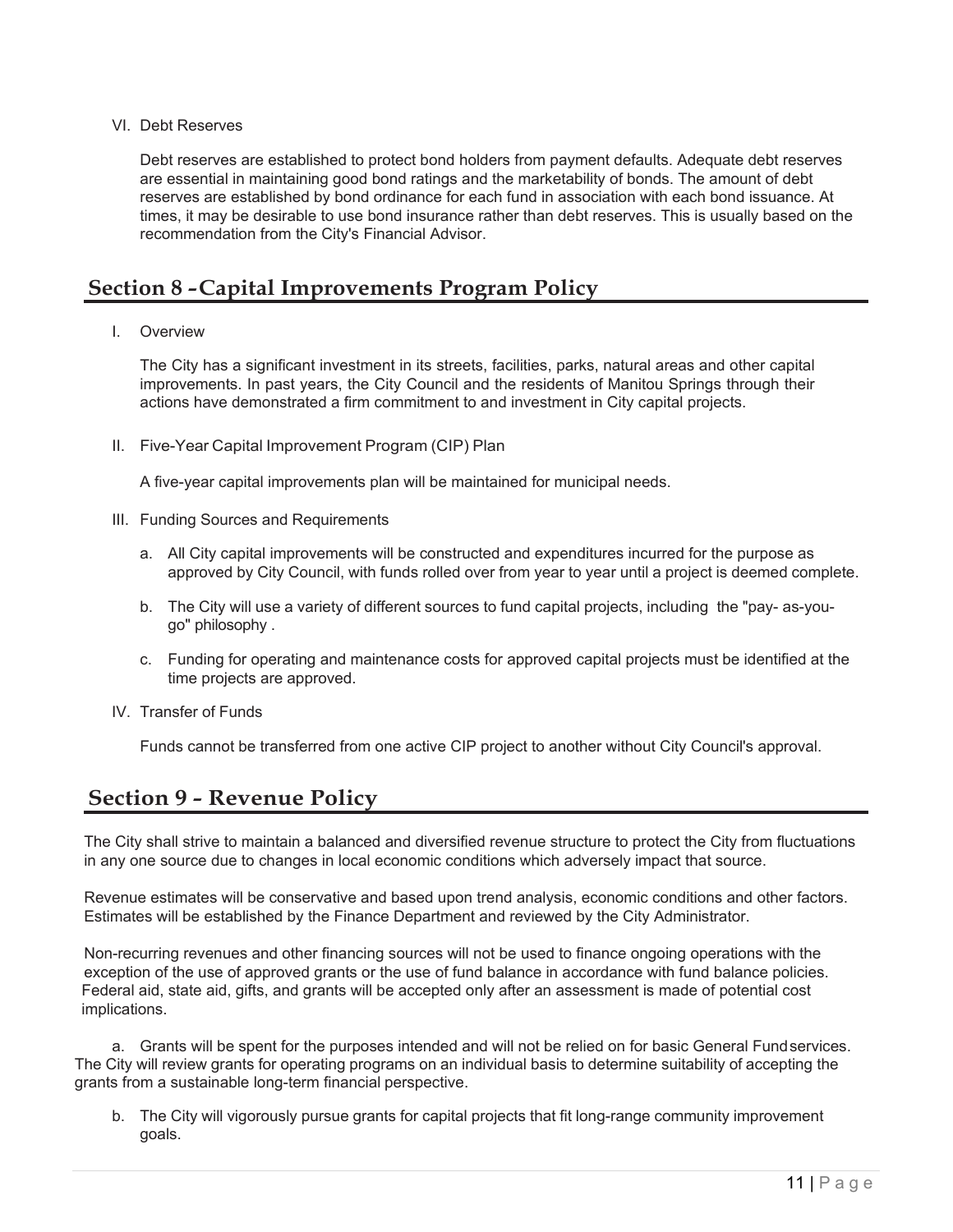VI. Debt Reserves

Debt reserves are established to protect bond holders from payment defaults. Adequate debt reserves are essential in maintaining good bond ratings and the marketability of bonds. The amount of debt reserves are established by bond ordinance for each fund in association with each bond issuance. At times, it may be desirable to use bond insurance rather than debt reserves. This is usually based on the recommendation from the City's Financial Advisor.

## Section 8 - Capital Improvements Program Policy

I. Overview

The City has a significant investment in its streets, facilities, parks, natural areas and other capital improvements. In past years, the City Council and the residents of Manitou Springs through their actions have demonstrated a firm commitment to and investment in City capital projects.

II. Five-Year Capital Improvement Program (CIP) Plan

A five-year capital improvements plan will be maintained for municipal needs.

III. Funding Sources and Requirements

a. All City capital improvements will be constructed and expenditures incurred for the purpose as approved by City Council, with funds rolled over from year to year until a project is deemed complete.

b. The City will use a variety of different sources to fund capital projects, including the "pay- as-you-go" philosophy .

c. Funding for operating and maintenance costs for approved capital projects must be identified at the time projects are approved.

IV. Transfer of Funds

Funds cannot be transferred from one active CIP project to another without City Council's approval.

## Section 9 - Revenue Policy

The City shall strive to maintain a balanced and diversified revenue structure to protect the City from fluctuations in any one source due to changes in local economic conditions which adversely impact that source.

Revenue estimates will be conservative and based upon trend analysis, economic conditions and other factors. Estimates will be established by the Finance Department and reviewed by the City Administrator.

Non-recurring revenues and other financing sources will not be used to finance ongoing operations with the exception of the use of approved grants or the use of fund balance in accordance with fund balance policies. Federal aid, state aid, gifts, and grants will be accepted only after an assessment is made of potential cost implications.

a. Grants will be spent for the purposes intended and will not be relied on for basic General Fund services. The City will review grants for operating programs on an individual basis to determine suitability of accepting the grants from a sustainable long-term financial perspective.

b. The City will vigorously pursue grants for capital projects that fit long-range community improvement goals.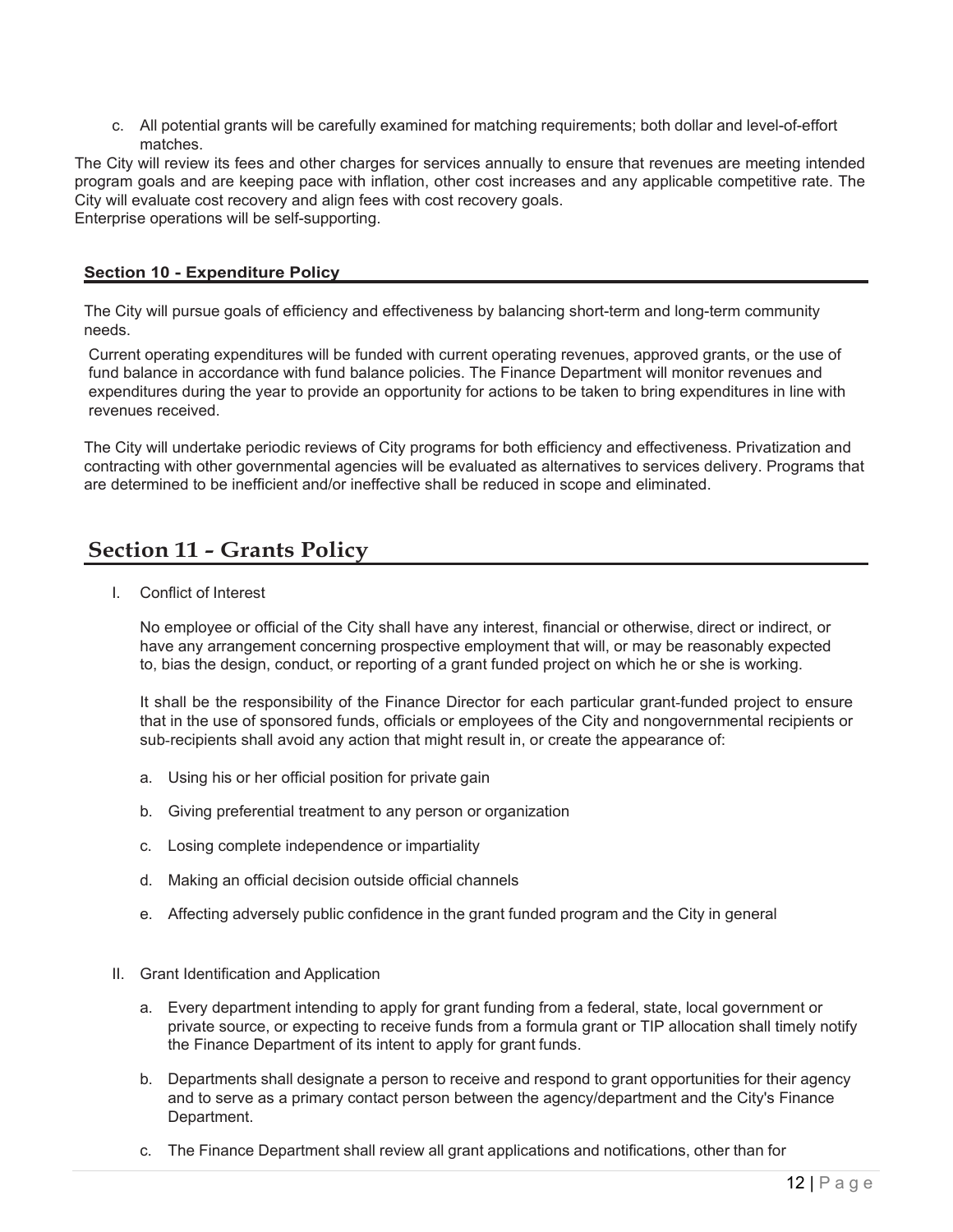c. All potential grants will be carefully examined for matching requirements; both dollar and level-of-effort matches.

The City will review its fees and other charges for services annually to ensure that revenues are meeting intended program goals and are keeping pace with inflation, other cost increases and any applicable competitive rate. The City will evaluate cost recovery and align fees with cost recovery goals.

Enterprise operations will be self-supporting.

## Section 10 - Expenditure Policy

The City will pursue goals of efficiency and effectiveness by balancing short-term and long-term community needs.

Current operating expenditures will be funded with current operating revenues, approved grants, or the use of fund balance in accordance with fund balance policies. The Finance Department will monitor revenues and expenditures during the year to provide an opportunity for actions to be taken to bring expenditures in line with revenues received.

The City will undertake periodic reviews of City programs for both efficiency and effectiveness. Privatization and contracting with other governmental agencies will be evaluated as alternatives to services delivery. Programs that are determined to be inefficient and/or ineffective shall be reduced in scope and eliminated.

## Section 11 - Grants Policy

I. Conflict of Interest

No employee or official of the City shall have any interest, financial or otherwise, direct or indirect, or have any arrangement concerning prospective employment that will, or may be reasonably expected to, bias the design, conduct, or reporting of a grant funded project on which he or she is working.

It shall be the responsibility of the Finance Director for each particular grant-funded project to ensure that in the use of sponsored funds, officials or employees of the City and nongovernmental recipients or sub-recipients shall avoid any action that might result in, or create the appearance of:

a. Using his or her official position for private gain

b. Giving preferential treatment to any person or organization

c. Losing complete independence or impartiality

d. Making an official decision outside official channels

e. Affecting adversely public confidence in the grant funded program and the City in general

II. Grant Identification and Application

a. Every department intending to apply for grant funding from a federal, state, local government or private source, or expecting to receive funds from a formula grant or TIP allocation shall timely notify the Finance Department of its intent to apply for grant funds.

b. Departments shall designate a person to receive and respond to grant opportunities for their agency and to serve as a primary contact person between the agency/department and the City's Finance Department.

c. The Finance Department shall review all grant applications and notifications, other than for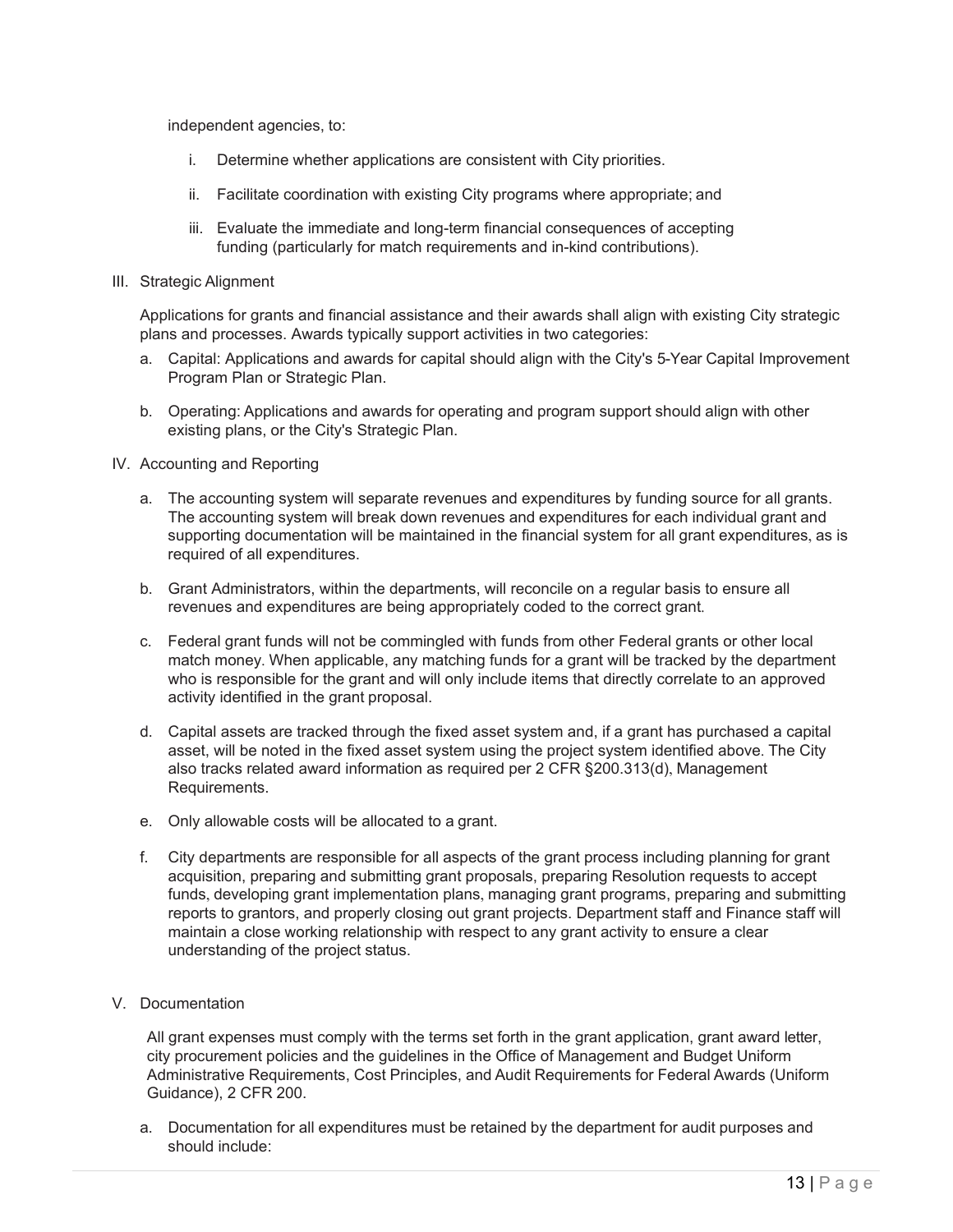independent agencies, to:

i. Determine whether applications are consistent with City priorities.

ii. Facilitate coordination with existing City programs where appropriate; and

iii. Evaluate the immediate and long-term financial consequences of accepting funding (particularly for match requirements and in-kind contributions).

III. Strategic Alignment

Applications for grants and financial assistance and their awards shall align with existing City strategic plans and processes. Awards typically support activities in two categories:

a. Capital: Applications and awards for capital should align with the City's 5-Year Capital Improvement Program Plan or Strategic Plan.

b. Operating: Applications and awards for operating and program support should align with other existing plans, or the City's Strategic Plan.

IV. Accounting and Reporting

a. The accounting system will separate revenues and expenditures by funding source for all grants. The accounting system will break down revenues and expenditures for each individual grant and supporting documentation will be maintained in the financial system for all grant expenditures, as is required of all expenditures.

b. Grant Administrators, within the departments, will reconcile on a regular basis to ensure all revenues and expenditures are being appropriately coded to the correct grant.

c. Federal grant funds will not be commingled with funds from other Federal grants or other local match money. When applicable, any matching funds for a grant will be tracked by the department who is responsible for the grant and will only include items that directly correlate to an approved activity identified in the grant proposal.

d. Capital assets are tracked through the fixed asset system and, if a grant has purchased a capital asset, will be noted in the fixed asset system using the project system identified above. The City also tracks related award information as required per 2 CFR §200.313(d), Management Requirements.

e. Only allowable costs will be allocated to a grant.

f. City departments are responsible for all aspects of the grant process including planning for grant acquisition, preparing and submitting grant proposals, preparing Resolution requests to accept funds, developing grant implementation plans, managing grant programs, preparing and submitting reports to grantors, and properly closing out grant projects. Department staff and Finance staff will maintain a close working relationship with respect to any grant activity to ensure a clear understanding of the project status.

V. Documentation

All grant expenses must comply with the terms set forth in the grant application, grant award letter, city procurement policies and the guidelines in the Office of Management and Budget Uniform Administrative Requirements, Cost Principles, and Audit Requirements for Federal Awards (Uniform Guidance), 2 CFR 200.

a. Documentation for all expenditures must be retained by the department for audit purposes and should include: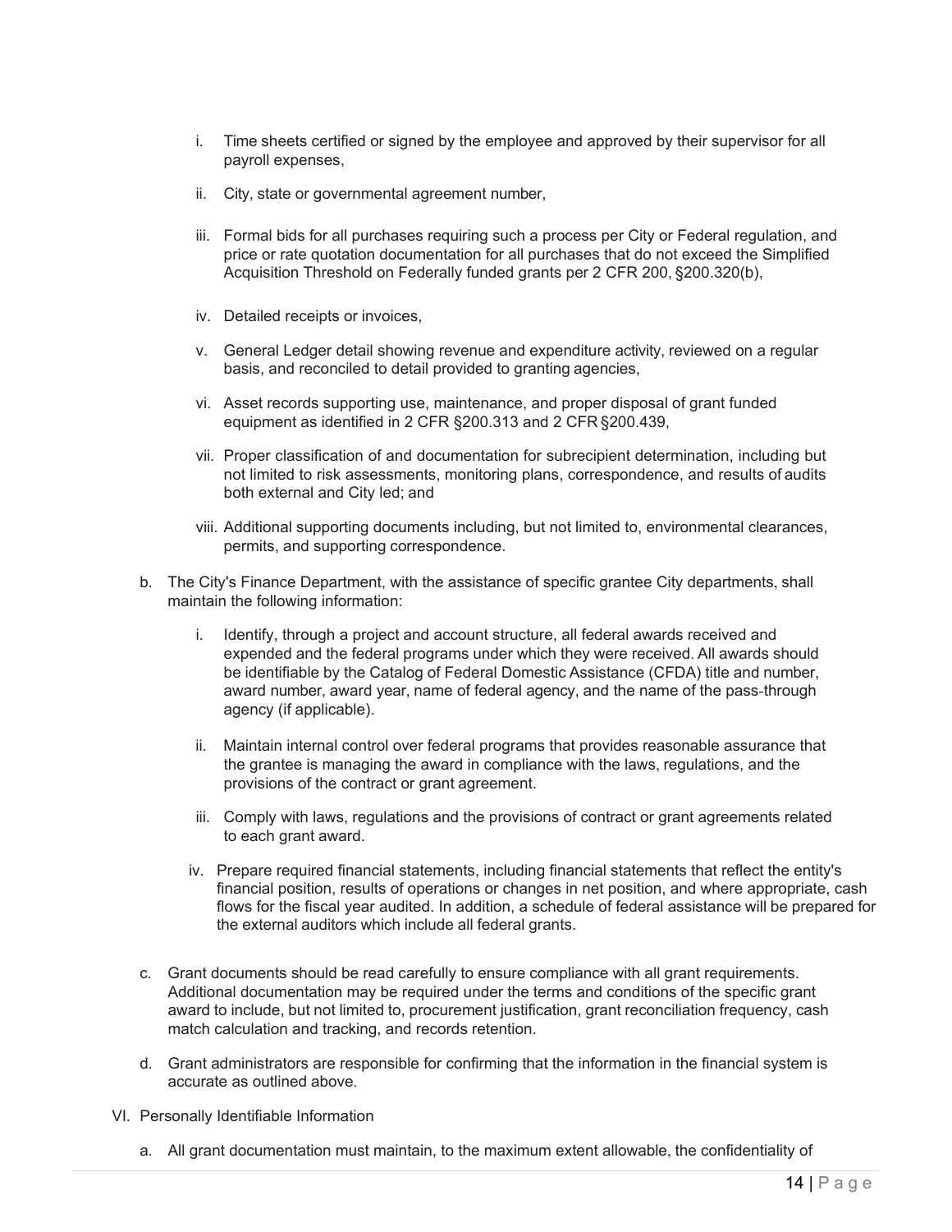i. Time sheets certified or signed by the employee and approved by their supervisor for all payroll expenses,

ii. City, state or governmental agreement number,

iii. Formal bids for all purchases requiring such a process per City or Federal regulation, and price or rate quotation documentation for all purchases that do not exceed the Simplified Acquisition Threshold on Federally funded grants per 2 CFR 200, §200.320(b),

iv. Detailed receipts or invoices,

v. General Ledger detail showing revenue and expenditure activity, reviewed on a regular basis, and reconciled to detail provided to granting agencies,

vi. Asset records supporting use, maintenance, and proper disposal of grant funded equipment as identified in 2 CFR §200.313 and 2 CFR §200.439,

vii. Proper classification of and documentation for subrecipient determination, including but not limited to risk assessments, monitoring plans, correspondence, and results of audits both external and City led; and

viii. Additional supporting documents including, but not limited to, environmental clearances, permits, and supporting correspondence.

b. The City's Finance Department, with the assistance of specific grantee City departments, shall maintain the following information:

   i. Identify, through a project and account structure, all federal awards received and expended and the federal programs under which they were received. All awards should be identifiable by the Catalog of Federal Domestic Assistance (CFDA) title and number, award number, award year, name of federal agency, and the name of the pass-through agency (if applicable).

   ii. Maintain internal control over federal programs that provides reasonable assurance that the grantee is managing the award in compliance with the laws, regulations, and the provisions of the contract or grant agreement.

   iii. Comply with laws, regulations and the provisions of contract or grant agreements related to each grant award.

   iv. Prepare required financial statements, including financial statements that reflect the entity's financial position, results of operations or changes in net position, and where appropriate, cash flows for the fiscal year audited. In addition, a schedule of federal assistance will be prepared for the external auditors which include all federal grants.

c. Grant documents should be read carefully to ensure compliance with all grant requirements. Additional documentation may be required under the terms and conditions of the specific grant award to include, but not limited to, procurement justification, grant reconciliation frequency, cash match calculation and tracking, and records retention.

d. Grant administrators are responsible for confirming that the information in the financial system is accurate as outlined above.

VI. Personally Identifiable Information

a. All grant documentation must maintain, to the maximum extent allowable, the confidentiality of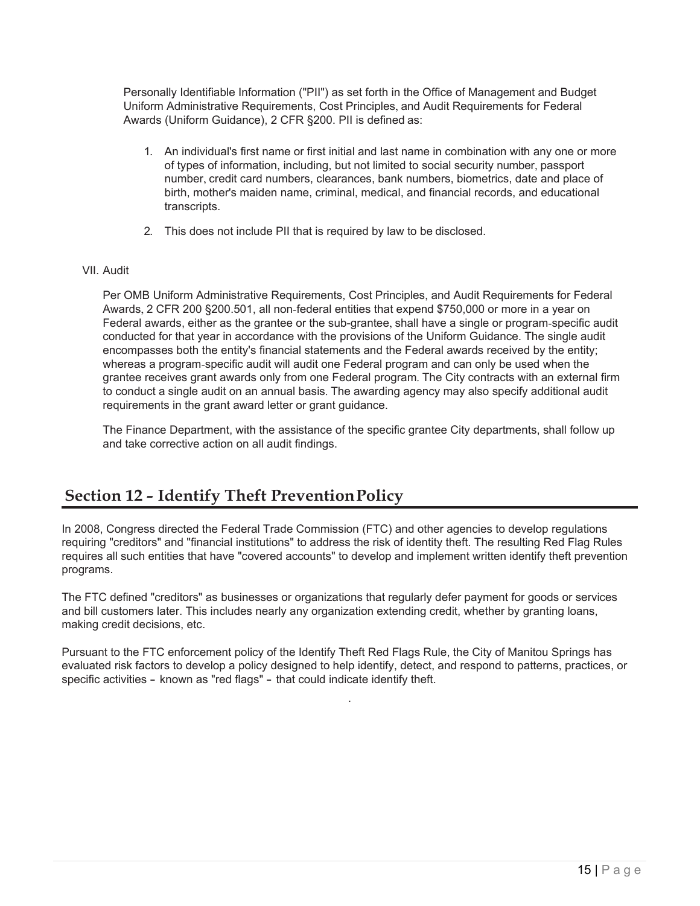Personally Identifiable Information ("PII") as set forth in the Office of Management and Budget Uniform Administrative Requirements, Cost Principles, and Audit Requirements for Federal Awards (Uniform Guidance), 2 CFR §200. PII is defined as:

1. An individual's first name or first initial and last name in combination with any one or more of types of information, including, but not limited to social security number, passport number, credit card numbers, clearances, bank numbers, biometrics, date and place of birth, mother's maiden name, criminal, medical, and financial records, and educational transcripts.
2. This does not include PII that is required by law to be disclosed.

VII. Audit

Per OMB Uniform Administrative Requirements, Cost Principles, and Audit Requirements for Federal Awards, 2 CFR 200 §200.501, all non-federal entities that expend $750,000 or more in a year on Federal awards, either as the grantee or the sub-grantee, shall have a single or program-specific audit conducted for that year in accordance with the provisions of the Uniform Guidance. The single audit encompasses both the entity's financial statements and the Federal awards received by the entity; whereas a program-specific audit will audit one Federal program and can only be used when the grantee receives grant awards only from one Federal program. The City contracts with an external firm to conduct a single audit on an annual basis. The awarding agency may also specify additional audit requirements in the grant award letter or grant guidance.

The Finance Department, with the assistance of the specific grantee City departments, shall follow up and take corrective action on all audit findings.

## Section 12 - Identify Theft Prevention Policy

In 2008, Congress directed the Federal Trade Commission (FTC) and other agencies to develop regulations requiring "creditors" and "financial institutions" to address the risk of identity theft. The resulting Red Flag Rules requires all such entities that have "covered accounts" to develop and implement written identify theft prevention programs.

The FTC defined "creditors" as businesses or organizations that regularly defer payment for goods or services and bill customers later. This includes nearly any organization extending credit, whether by granting loans, making credit decisions, etc.

Pursuant to the FTC enforcement policy of the Identify Theft Red Flags Rule, the City of Manitou Springs has evaluated risk factors to develop a policy designed to help identify, detect, and respond to patterns, practices, or specific activities - known as "red flags" - that could indicate identify theft.